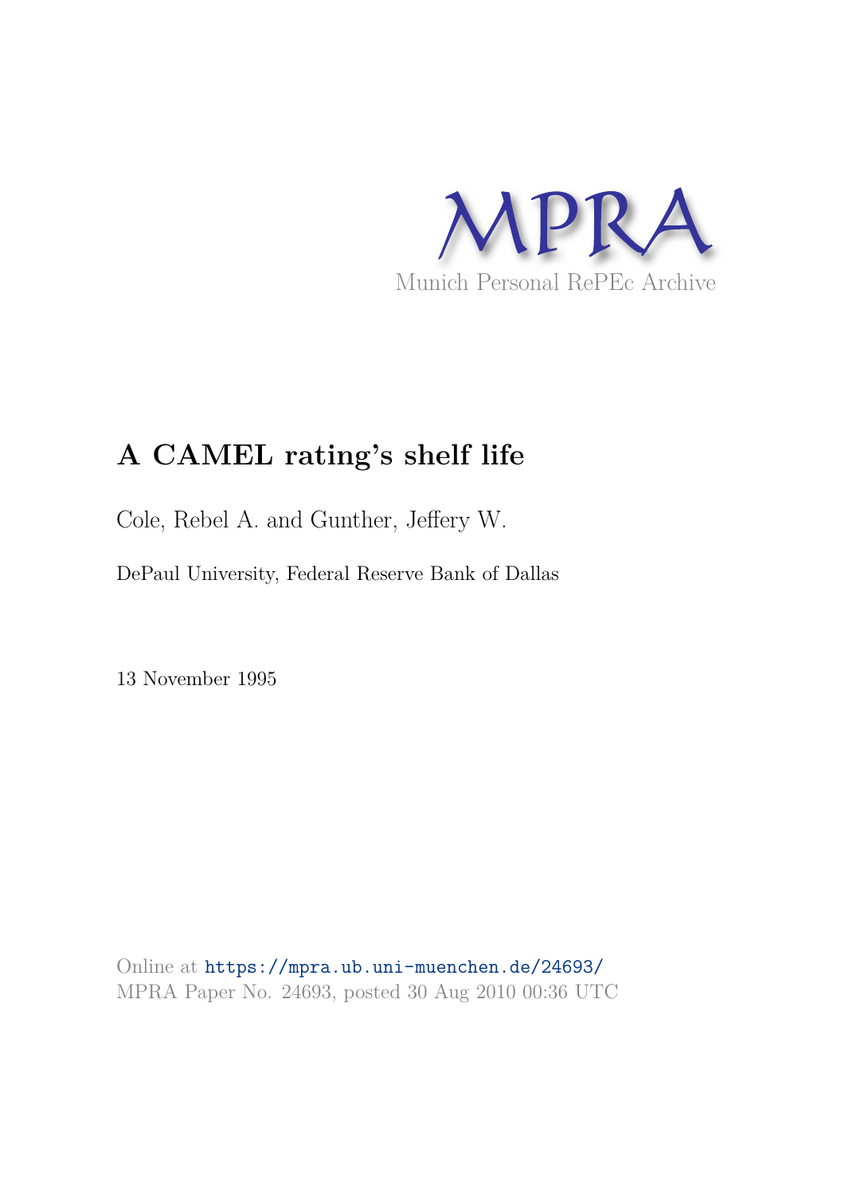MPRA

Munich Personal RePEc Archive

# A CAMEL rating's shelf life

Cole, Rebel A. and Gunther, Jeffery W.

DePaul University, Federal Reserve Bank of Dallas

13 November 1995

Online at https://mpra.ub.uni-muenchen.de/24693/
MPRA Paper No. 24693, posted 30 Aug 2010 00:36 UTC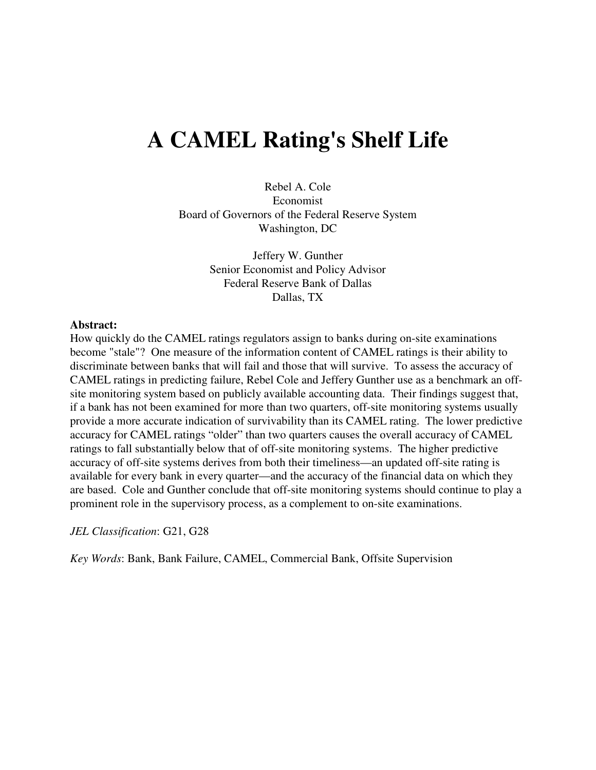# A CAMEL Rating's Shelf Life

Rebel A. Cole
Economist
Board of Governors of the Federal Reserve System
Washington, DC

Jeffery W. Gunther
Senior Economist and Policy Advisor
Federal Reserve Bank of Dallas
Dallas, TX

**Abstract:**
How quickly do the CAMEL ratings regulators assign to banks during on-site examinations become "stale"? One measure of the information content of CAMEL ratings is their ability to discriminate between banks that will fail and those that will survive. To assess the accuracy of CAMEL ratings in predicting failure, Rebel Cole and Jeffery Gunther use as a benchmark an off-site monitoring system based on publicly available accounting data. Their findings suggest that, if a bank has not been examined for more than two quarters, off-site monitoring systems usually provide a more accurate indication of survivability than its CAMEL rating. The lower predictive accuracy for CAMEL ratings "older" than two quarters causes the overall accuracy of CAMEL ratings to fall substantially below that of off-site monitoring systems. The higher predictive accuracy of off-site systems derives from both their timeliness—an updated off-site rating is available for every bank in every quarter—and the accuracy of the financial data on which they are based. Cole and Gunther conclude that off-site monitoring systems should continue to play a prominent role in the supervisory process, as a complement to on-site examinations.

*JEL Classification*: G21, G28

*Key Words*: Bank, Bank Failure, CAMEL, Commercial Bank, Offsite Supervision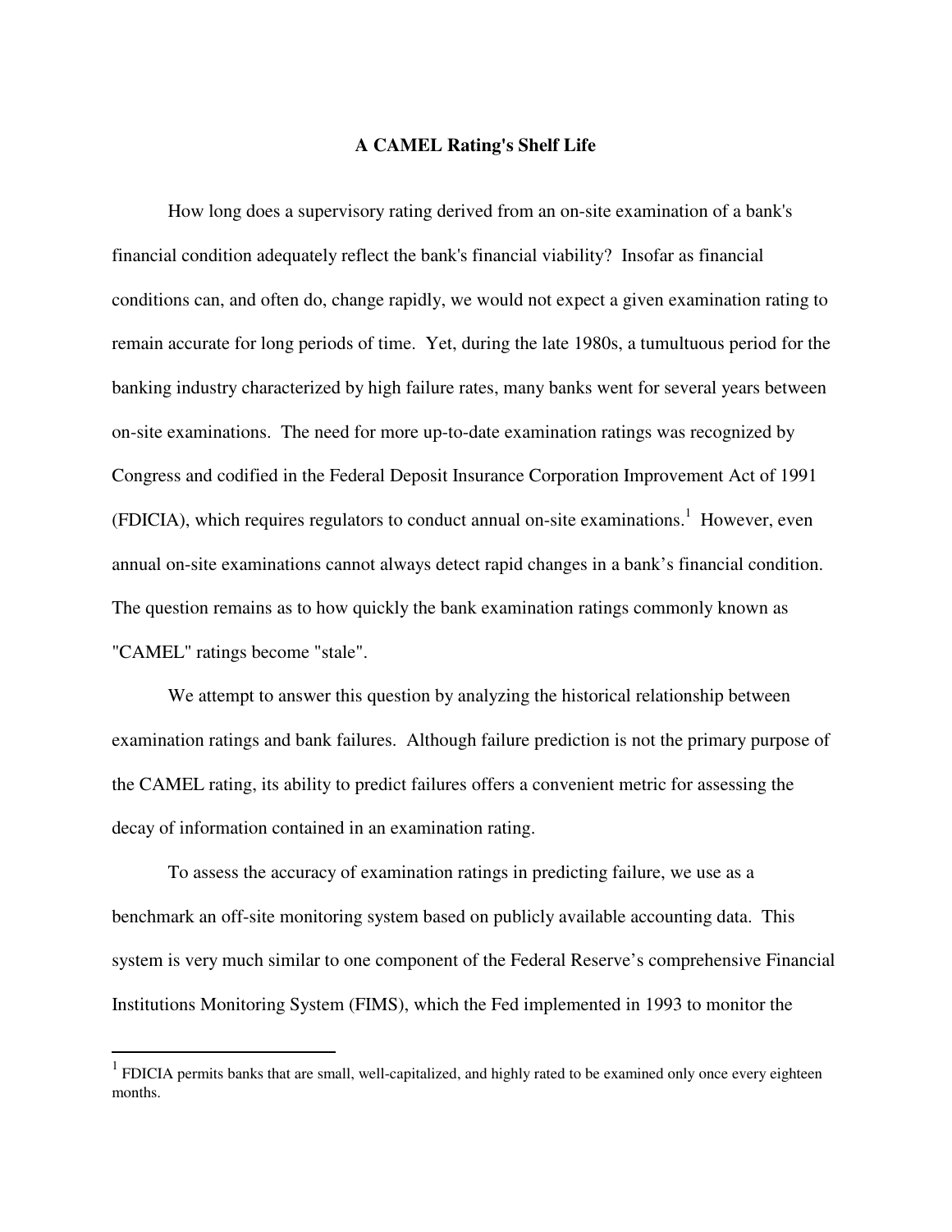**A CAMEL Rating's Shelf Life**

How long does a supervisory rating derived from an on-site examination of a bank's financial condition adequately reflect the bank's financial viability? Insofar as financial conditions can, and often do, change rapidly, we would not expect a given examination rating to remain accurate for long periods of time. Yet, during the late 1980s, a tumultuous period for the banking industry characterized by high failure rates, many banks went for several years between on-site examinations. The need for more up-to-date examination ratings was recognized by Congress and codified in the Federal Deposit Insurance Corporation Improvement Act of 1991 (FDICIA), which requires regulators to conduct annual on-site examinations.[1] However, even annual on-site examinations cannot always detect rapid changes in a bank's financial condition. The question remains as to how quickly the bank examination ratings commonly known as "CAMEL" ratings become "stale".

We attempt to answer this question by analyzing the historical relationship between examination ratings and bank failures. Although failure prediction is not the primary purpose of the CAMEL rating, its ability to predict failures offers a convenient metric for assessing the decay of information contained in an examination rating.

To assess the accuracy of examination ratings in predicting failure, we use as a benchmark an off-site monitoring system based on publicly available accounting data. This system is very much similar to one component of the Federal Reserve's comprehensive Financial Institutions Monitoring System (FIMS), which the Fed implemented in 1993 to monitor the

---

[1] FDICIA permits banks that are small, well-capitalized, and highly rated to be examined only once every eighteen months.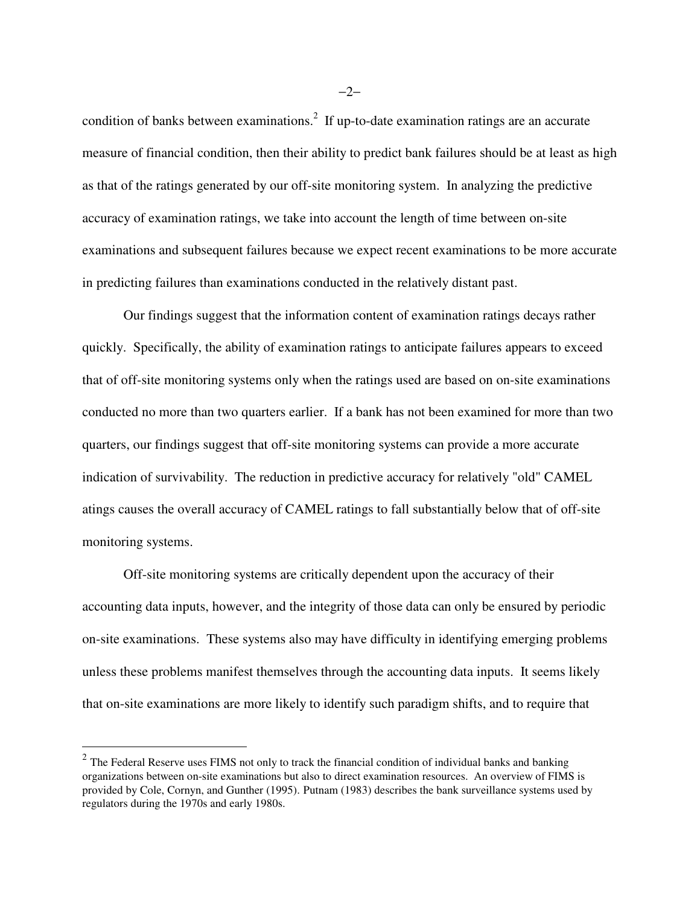condition of banks between examinations.[2] If up-to-date examination ratings are an accurate measure of financial condition, then their ability to predict bank failures should be at least as high as that of the ratings generated by our off-site monitoring system. In analyzing the predictive accuracy of examination ratings, we take into account the length of time between on-site examinations and subsequent failures because we expect recent examinations to be more accurate in predicting failures than examinations conducted in the relatively distant past.

Our findings suggest that the information content of examination ratings decays rather quickly. Specifically, the ability of examination ratings to anticipate failures appears to exceed that of off-site monitoring systems only when the ratings used are based on on-site examinations conducted no more than two quarters earlier. If a bank has not been examined for more than two quarters, our findings suggest that off-site monitoring systems can provide a more accurate indication of survivability. The reduction in predictive accuracy for relatively "old" CAMEL atings causes the overall accuracy of CAMEL ratings to fall substantially below that of off-site monitoring systems.

Off-site monitoring systems are critically dependent upon the accuracy of their accounting data inputs, however, and the integrity of those data can only be ensured by periodic on-site examinations. These systems also may have difficulty in identifying emerging problems unless these problems manifest themselves through the accounting data inputs. It seems likely that on-site examinations are more likely to identify such paradigm shifts, and to require that

[2] The Federal Reserve uses FIMS not only to track the financial condition of individual banks and banking organizations between on-site examinations but also to direct examination resources. An overview of FIMS is provided by Cole, Cornyn, and Gunther (1995). Putnam (1983) describes the bank surveillance systems used by regulators during the 1970s and early 1980s.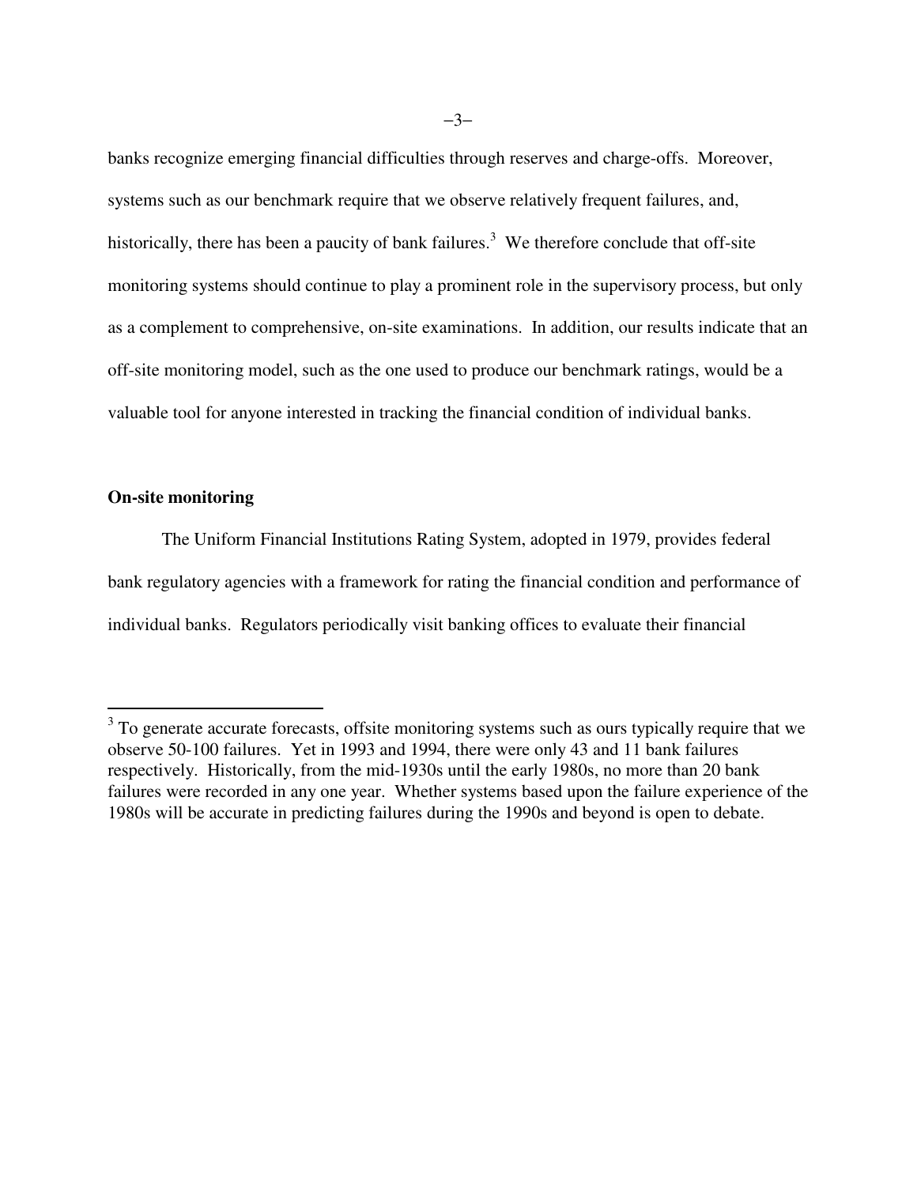banks recognize emerging financial difficulties through reserves and charge-offs. Moreover, systems such as our benchmark require that we observe relatively frequent failures, and, historically, there has been a paucity of bank failures.[3] We therefore conclude that off-site monitoring systems should continue to play a prominent role in the supervisory process, but only as a complement to comprehensive, on-site examinations. In addition, our results indicate that an off-site monitoring model, such as the one used to produce our benchmark ratings, would be a valuable tool for anyone interested in tracking the financial condition of individual banks.

**On-site monitoring**

The Uniform Financial Institutions Rating System, adopted in 1979, provides federal bank regulatory agencies with a framework for rating the financial condition and performance of individual banks. Regulators periodically visit banking offices to evaluate their financial

---

[3] To generate accurate forecasts, offsite monitoring systems such as ours typically require that we observe 50-100 failures. Yet in 1993 and 1994, there were only 43 and 11 bank failures respectively. Historically, from the mid-1930s until the early 1980s, no more than 20 bank failures were recorded in any one year. Whether systems based upon the failure experience of the 1980s will be accurate in predicting failures during the 1990s and beyond is open to debate.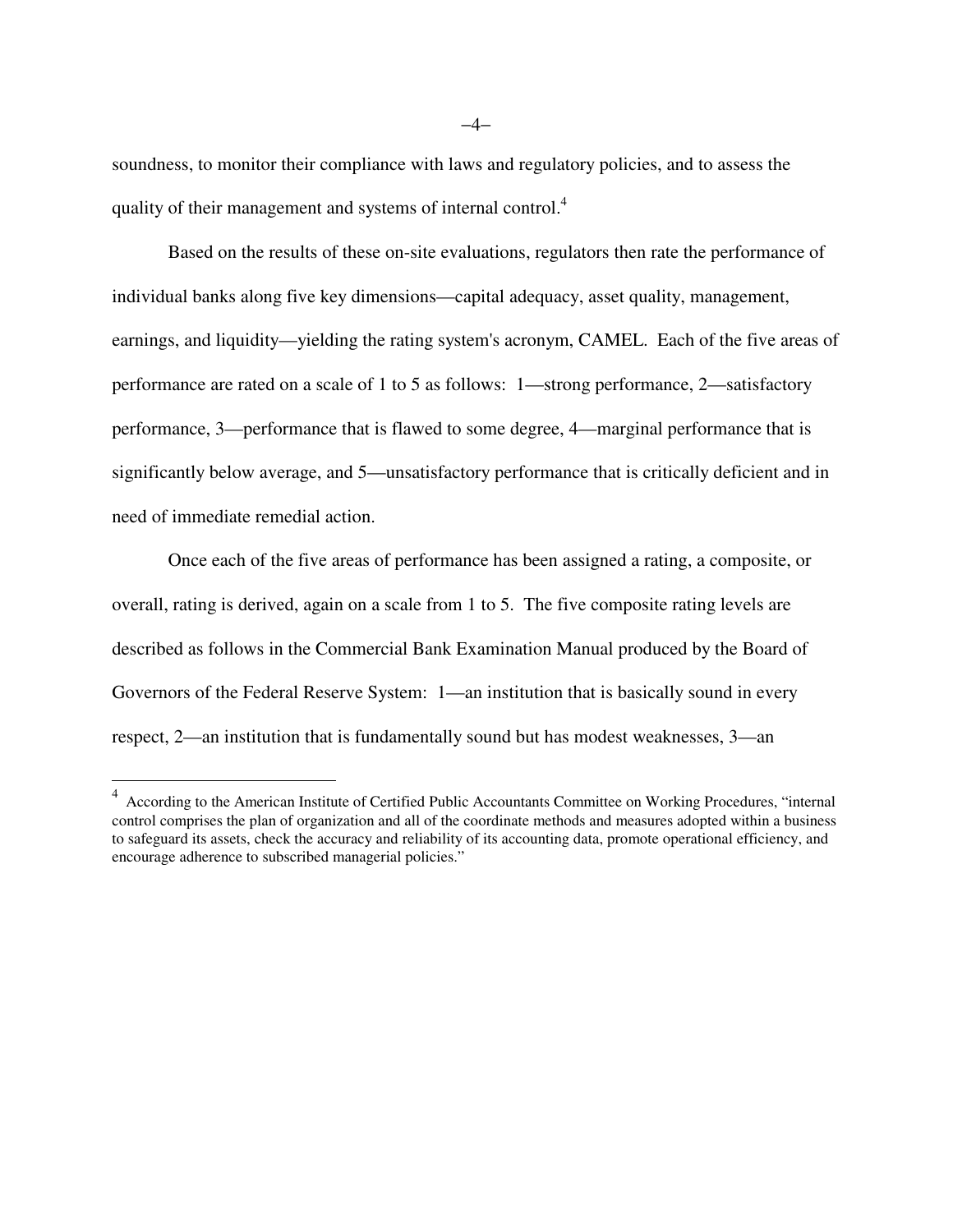soundness, to monitor their compliance with laws and regulatory policies, and to assess the quality of their management and systems of internal control.[4]

Based on the results of these on-site evaluations, regulators then rate the performance of individual banks along five key dimensions—capital adequacy, asset quality, management, earnings, and liquidity—yielding the rating system's acronym, CAMEL. Each of the five areas of performance are rated on a scale of 1 to 5 as follows: 1—strong performance, 2—satisfactory performance, 3—performance that is flawed to some degree, 4—marginal performance that is significantly below average, and 5—unsatisfactory performance that is critically deficient and in need of immediate remedial action.

Once each of the five areas of performance has been assigned a rating, a composite, or overall, rating is derived, again on a scale from 1 to 5. The five composite rating levels are described as follows in the Commercial Bank Examination Manual produced by the Board of Governors of the Federal Reserve System: 1—an institution that is basically sound in every respect, 2—an institution that is fundamentally sound but has modest weaknesses, 3—an

---

[4] According to the American Institute of Certified Public Accountants Committee on Working Procedures, "internal control comprises the plan of organization and all of the coordinate methods and measures adopted within a business to safeguard its assets, check the accuracy and reliability of its accounting data, promote operational efficiency, and encourage adherence to subscribed managerial policies."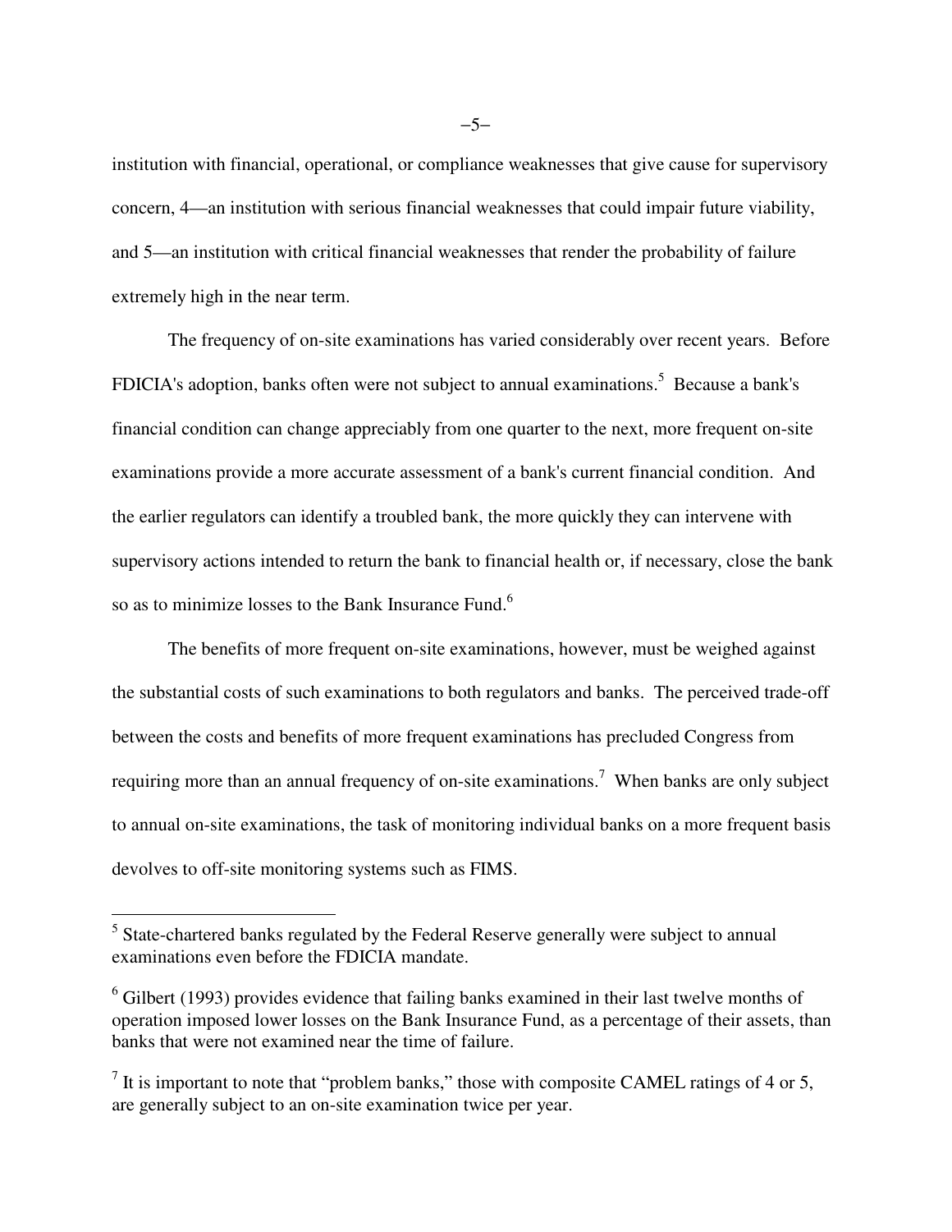institution with financial, operational, or compliance weaknesses that give cause for supervisory concern, 4—an institution with serious financial weaknesses that could impair future viability, and 5—an institution with critical financial weaknesses that render the probability of failure extremely high in the near term.

The frequency of on-site examinations has varied considerably over recent years. Before FDICIA's adoption, banks often were not subject to annual examinations.[5] Because a bank's financial condition can change appreciably from one quarter to the next, more frequent on-site examinations provide a more accurate assessment of a bank's current financial condition. And the earlier regulators can identify a troubled bank, the more quickly they can intervene with supervisory actions intended to return the bank to financial health or, if necessary, close the bank so as to minimize losses to the Bank Insurance Fund.[6]

The benefits of more frequent on-site examinations, however, must be weighed against the substantial costs of such examinations to both regulators and banks. The perceived trade-off between the costs and benefits of more frequent examinations has precluded Congress from requiring more than an annual frequency of on-site examinations.[7] When banks are only subject to annual on-site examinations, the task of monitoring individual banks on a more frequent basis devolves to off-site monitoring systems such as FIMS.

---

[5] State-chartered banks regulated by the Federal Reserve generally were subject to annual examinations even before the FDICIA mandate.

[6] Gilbert (1993) provides evidence that failing banks examined in their last twelve months of operation imposed lower losses on the Bank Insurance Fund, as a percentage of their assets, than banks that were not examined near the time of failure.

[7] It is important to note that "problem banks," those with composite CAMEL ratings of 4 or 5, are generally subject to an on-site examination twice per year.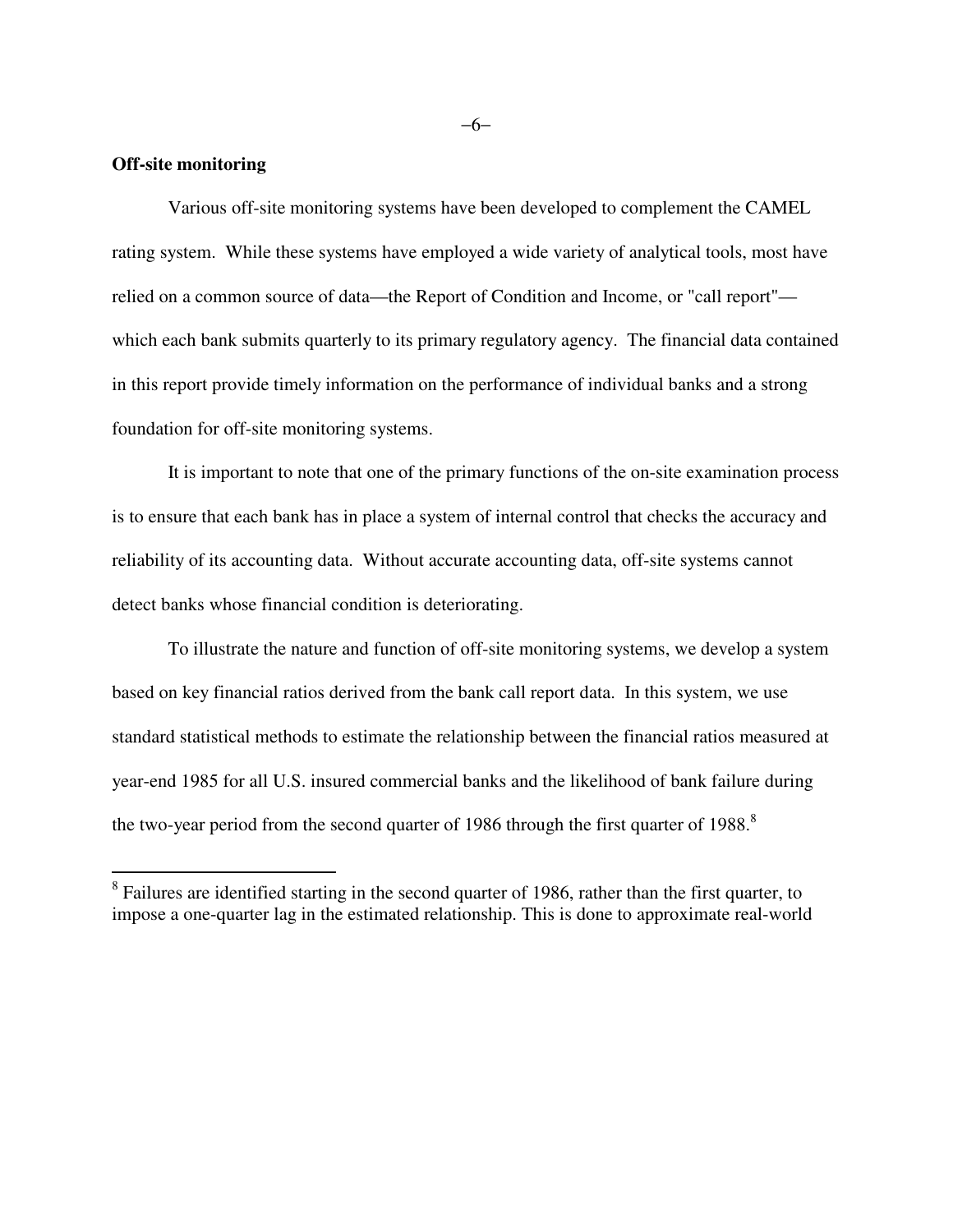**Off-site monitoring**

Various off-site monitoring systems have been developed to complement the CAMEL rating system. While these systems have employed a wide variety of analytical tools, most have relied on a common source of data—the Report of Condition and Income, or "call report"—which each bank submits quarterly to its primary regulatory agency. The financial data contained in this report provide timely information on the performance of individual banks and a strong foundation for off-site monitoring systems.

It is important to note that one of the primary functions of the on-site examination process is to ensure that each bank has in place a system of internal control that checks the accuracy and reliability of its accounting data. Without accurate accounting data, off-site systems cannot detect banks whose financial condition is deteriorating.

To illustrate the nature and function of off-site monitoring systems, we develop a system based on key financial ratios derived from the bank call report data. In this system, we use standard statistical methods to estimate the relationship between the financial ratios measured at year-end 1985 for all U.S. insured commercial banks and the likelihood of bank failure during the two-year period from the second quarter of 1986 through the first quarter of 1988.[8]

---

[8] Failures are identified starting in the second quarter of 1986, rather than the first quarter, to impose a one-quarter lag in the estimated relationship. This is done to approximate real-world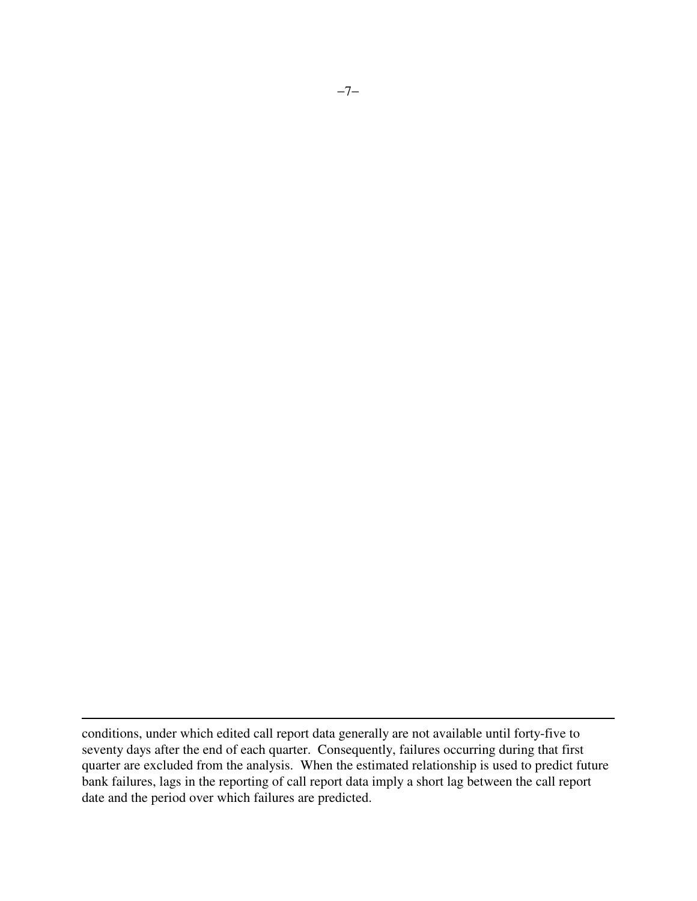conditions, under which edited call report data generally are not available until forty-five to seventy days after the end of each quarter. Consequently, failures occurring during that first quarter are excluded from the analysis. When the estimated relationship is used to predict future bank failures, lags in the reporting of call report data imply a short lag between the call report date and the period over which failures are predicted.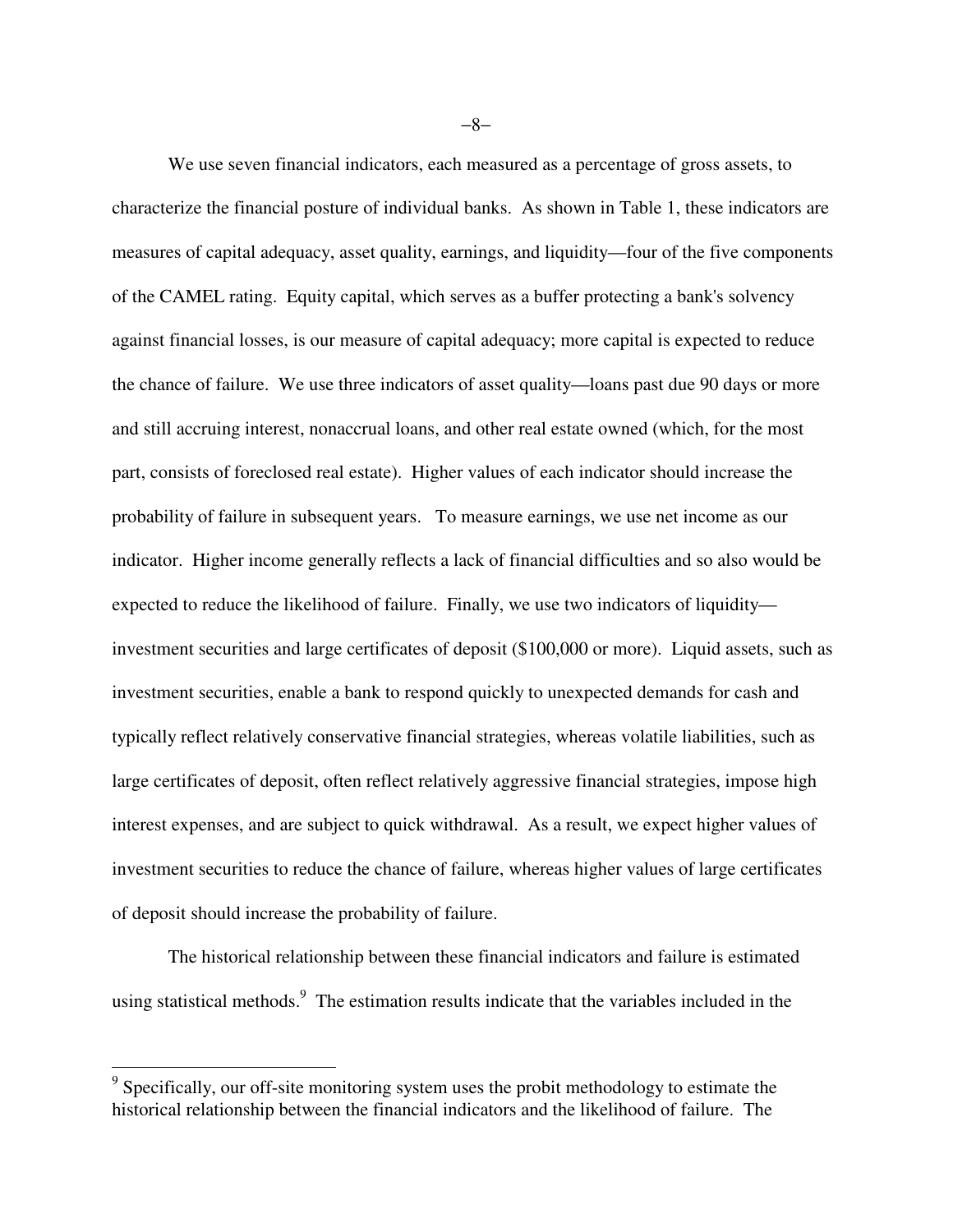We use seven financial indicators, each measured as a percentage of gross assets, to characterize the financial posture of individual banks. As shown in Table 1, these indicators are measures of capital adequacy, asset quality, earnings, and liquidity—four of the five components of the CAMEL rating. Equity capital, which serves as a buffer protecting a bank's solvency against financial losses, is our measure of capital adequacy; more capital is expected to reduce the chance of failure. We use three indicators of asset quality—loans past due 90 days or more and still accruing interest, nonaccrual loans, and other real estate owned (which, for the most part, consists of foreclosed real estate). Higher values of each indicator should increase the probability of failure in subsequent years. To measure earnings, we use net income as our indicator. Higher income generally reflects a lack of financial difficulties and so also would be expected to reduce the likelihood of failure. Finally, we use two indicators of liquidity—investment securities and large certificates of deposit ($100,000 or more). Liquid assets, such as investment securities, enable a bank to respond quickly to unexpected demands for cash and typically reflect relatively conservative financial strategies, whereas volatile liabilities, such as large certificates of deposit, often reflect relatively aggressive financial strategies, impose high interest expenses, and are subject to quick withdrawal. As a result, we expect higher values of investment securities to reduce the chance of failure, whereas higher values of large certificates of deposit should increase the probability of failure.

The historical relationship between these financial indicators and failure is estimated using statistical methods.[9] The estimation results indicate that the variables included in the

---

[9] Specifically, our off-site monitoring system uses the probit methodology to estimate the historical relationship between the financial indicators and the likelihood of failure. The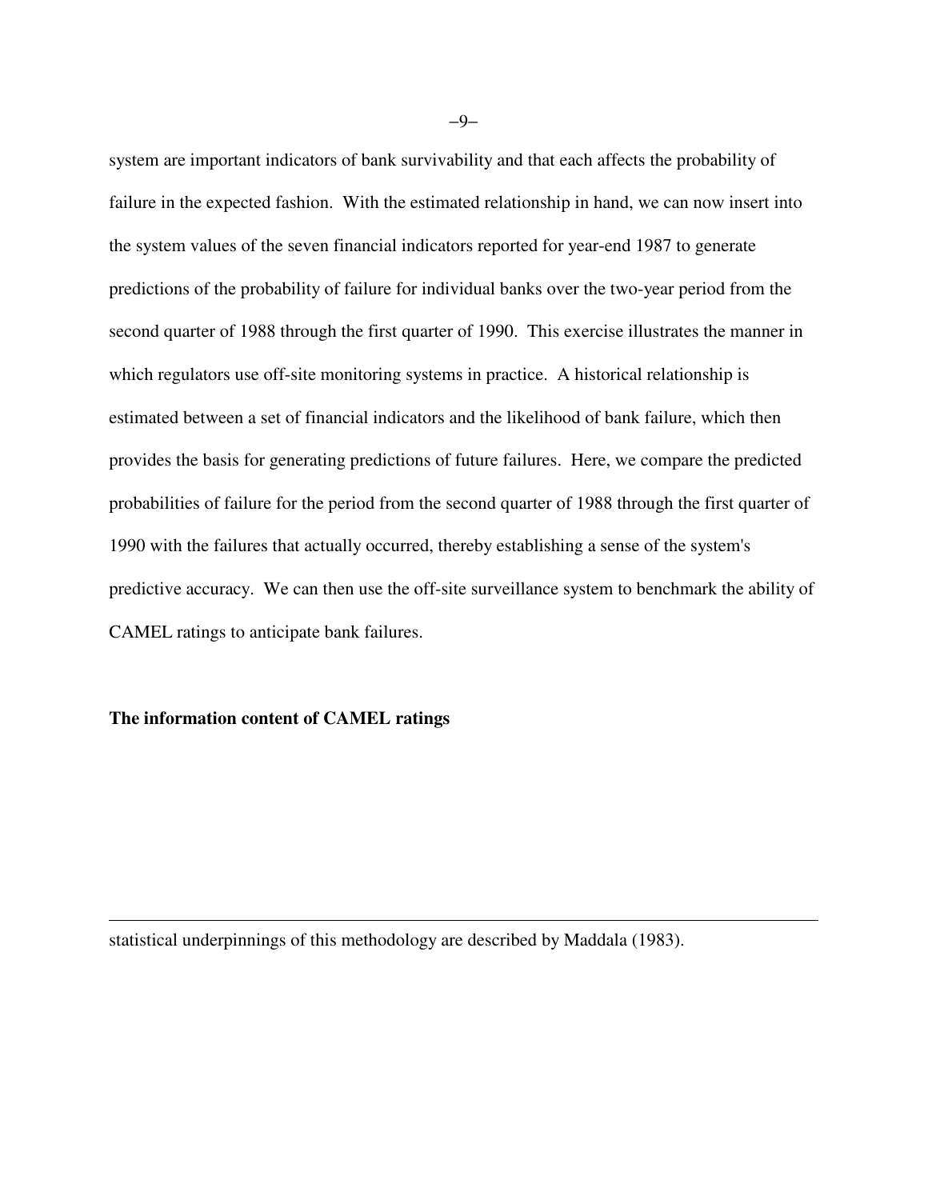system are important indicators of bank survivability and that each affects the probability of failure in the expected fashion. With the estimated relationship in hand, we can now insert into the system values of the seven financial indicators reported for year-end 1987 to generate predictions of the probability of failure for individual banks over the two-year period from the second quarter of 1988 through the first quarter of 1990. This exercise illustrates the manner in which regulators use off-site monitoring systems in practice. A historical relationship is estimated between a set of financial indicators and the likelihood of bank failure, which then provides the basis for generating predictions of future failures. Here, we compare the predicted probabilities of failure for the period from the second quarter of 1988 through the first quarter of 1990 with the failures that actually occurred, thereby establishing a sense of the system's predictive accuracy. We can then use the off-site surveillance system to benchmark the ability of CAMEL ratings to anticipate bank failures.

**The information content of CAMEL ratings**

---

statistical underpinnings of this methodology are described by Maddala (1983).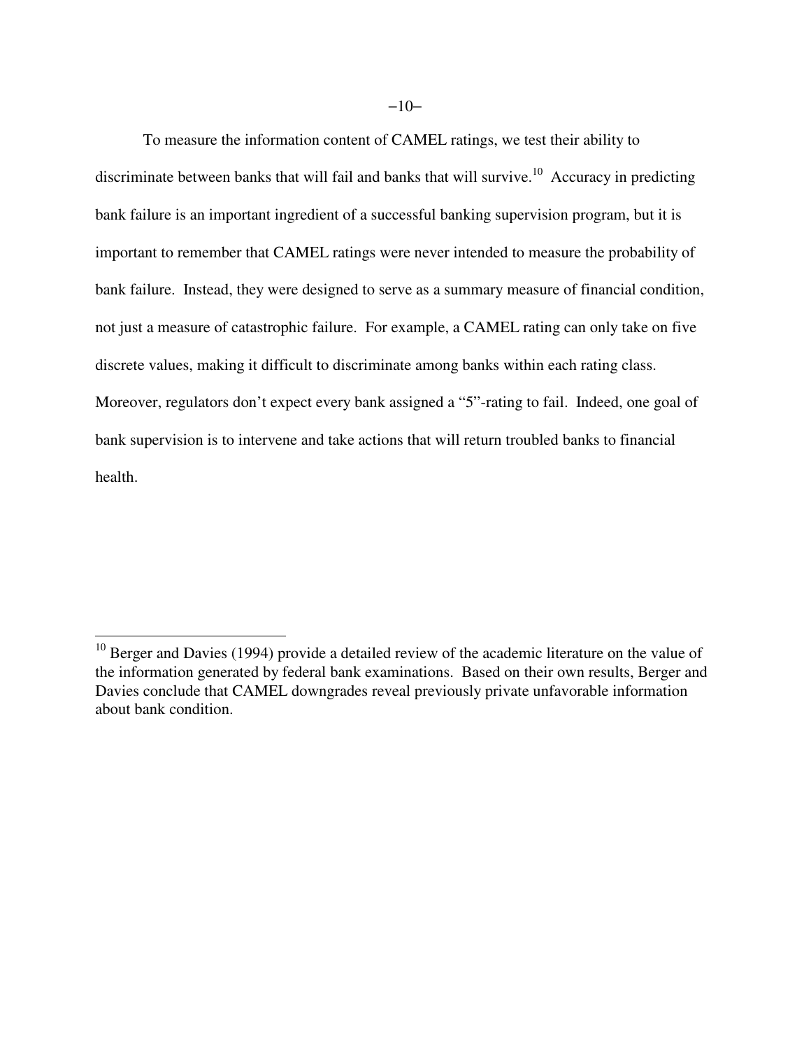To measure the information content of CAMEL ratings, we test their ability to discriminate between banks that will fail and banks that will survive.[10] Accuracy in predicting bank failure is an important ingredient of a successful banking supervision program, but it is important to remember that CAMEL ratings were never intended to measure the probability of bank failure. Instead, they were designed to serve as a summary measure of financial condition, not just a measure of catastrophic failure. For example, a CAMEL rating can only take on five discrete values, making it difficult to discriminate among banks within each rating class. Moreover, regulators don't expect every bank assigned a "5"-rating to fail. Indeed, one goal of bank supervision is to intervene and take actions that will return troubled banks to financial health.

---

[10] Berger and Davies (1994) provide a detailed review of the academic literature on the value of the information generated by federal bank examinations. Based on their own results, Berger and Davies conclude that CAMEL downgrades reveal previously private unfavorable information about bank condition.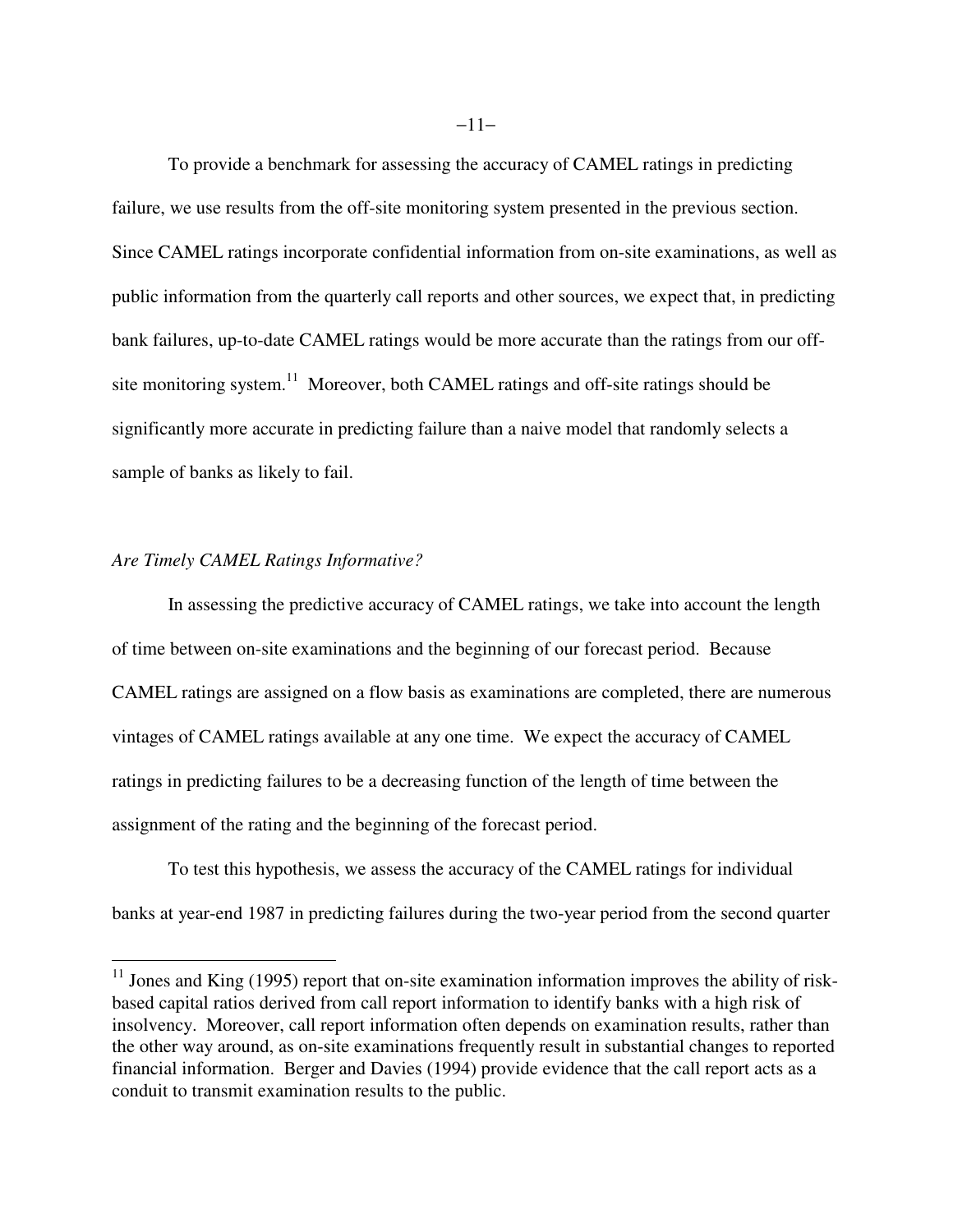To provide a benchmark for assessing the accuracy of CAMEL ratings in predicting failure, we use results from the off-site monitoring system presented in the previous section. Since CAMEL ratings incorporate confidential information from on-site examinations, as well as public information from the quarterly call reports and other sources, we expect that, in predicting bank failures, up-to-date CAMEL ratings would be more accurate than the ratings from our off-site monitoring system.[11] Moreover, both CAMEL ratings and off-site ratings should be significantly more accurate in predicting failure than a naive model that randomly selects a sample of banks as likely to fail.

*Are Timely CAMEL Ratings Informative?*

In assessing the predictive accuracy of CAMEL ratings, we take into account the length of time between on-site examinations and the beginning of our forecast period. Because CAMEL ratings are assigned on a flow basis as examinations are completed, there are numerous vintages of CAMEL ratings available at any one time. We expect the accuracy of CAMEL ratings in predicting failures to be a decreasing function of the length of time between the assignment of the rating and the beginning of the forecast period.

To test this hypothesis, we assess the accuracy of the CAMEL ratings for individual banks at year-end 1987 in predicting failures during the two-year period from the second quarter

---

[11] Jones and King (1995) report that on-site examination information improves the ability of risk-based capital ratios derived from call report information to identify banks with a high risk of insolvency. Moreover, call report information often depends on examination results, rather than the other way around, as on-site examinations frequently result in substantial changes to reported financial information. Berger and Davies (1994) provide evidence that the call report acts as a conduit to transmit examination results to the public.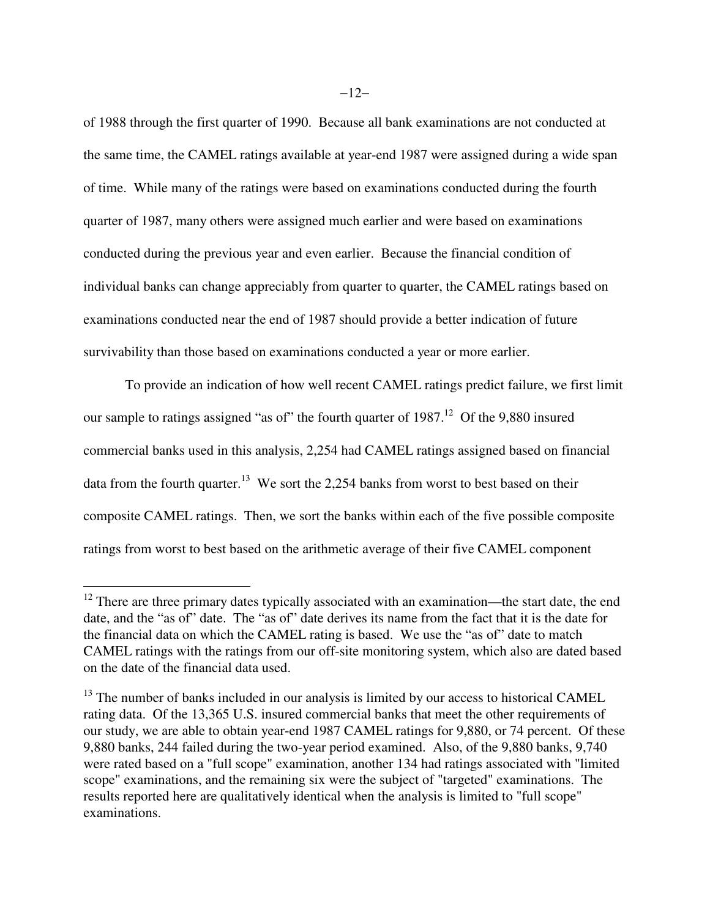of 1988 through the first quarter of 1990. Because all bank examinations are not conducted at the same time, the CAMEL ratings available at year-end 1987 were assigned during a wide span of time. While many of the ratings were based on examinations conducted during the fourth quarter of 1987, many others were assigned much earlier and were based on examinations conducted during the previous year and even earlier. Because the financial condition of individual banks can change appreciably from quarter to quarter, the CAMEL ratings based on examinations conducted near the end of 1987 should provide a better indication of future survivability than those based on examinations conducted a year or more earlier.

To provide an indication of how well recent CAMEL ratings predict failure, we first limit our sample to ratings assigned "as of" the fourth quarter of 1987.[12] Of the 9,880 insured commercial banks used in this analysis, 2,254 had CAMEL ratings assigned based on financial data from the fourth quarter.[13] We sort the 2,254 banks from worst to best based on their composite CAMEL ratings. Then, we sort the banks within each of the five possible composite ratings from worst to best based on the arithmetic average of their five CAMEL component

---

[12] There are three primary dates typically associated with an examination—the start date, the end date, and the "as of" date. The "as of" date derives its name from the fact that it is the date for the financial data on which the CAMEL rating is based. We use the "as of" date to match CAMEL ratings with the ratings from our off-site monitoring system, which also are dated based on the date of the financial data used.

[13] The number of banks included in our analysis is limited by our access to historical CAMEL rating data. Of the 13,365 U.S. insured commercial banks that meet the other requirements of our study, we are able to obtain year-end 1987 CAMEL ratings for 9,880, or 74 percent. Of these 9,880 banks, 244 failed during the two-year period examined. Also, of the 9,880 banks, 9,740 were rated based on a "full scope" examination, another 134 had ratings associated with "limited scope" examinations, and the remaining six were the subject of "targeted" examinations. The results reported here are qualitatively identical when the analysis is limited to "full scope" examinations.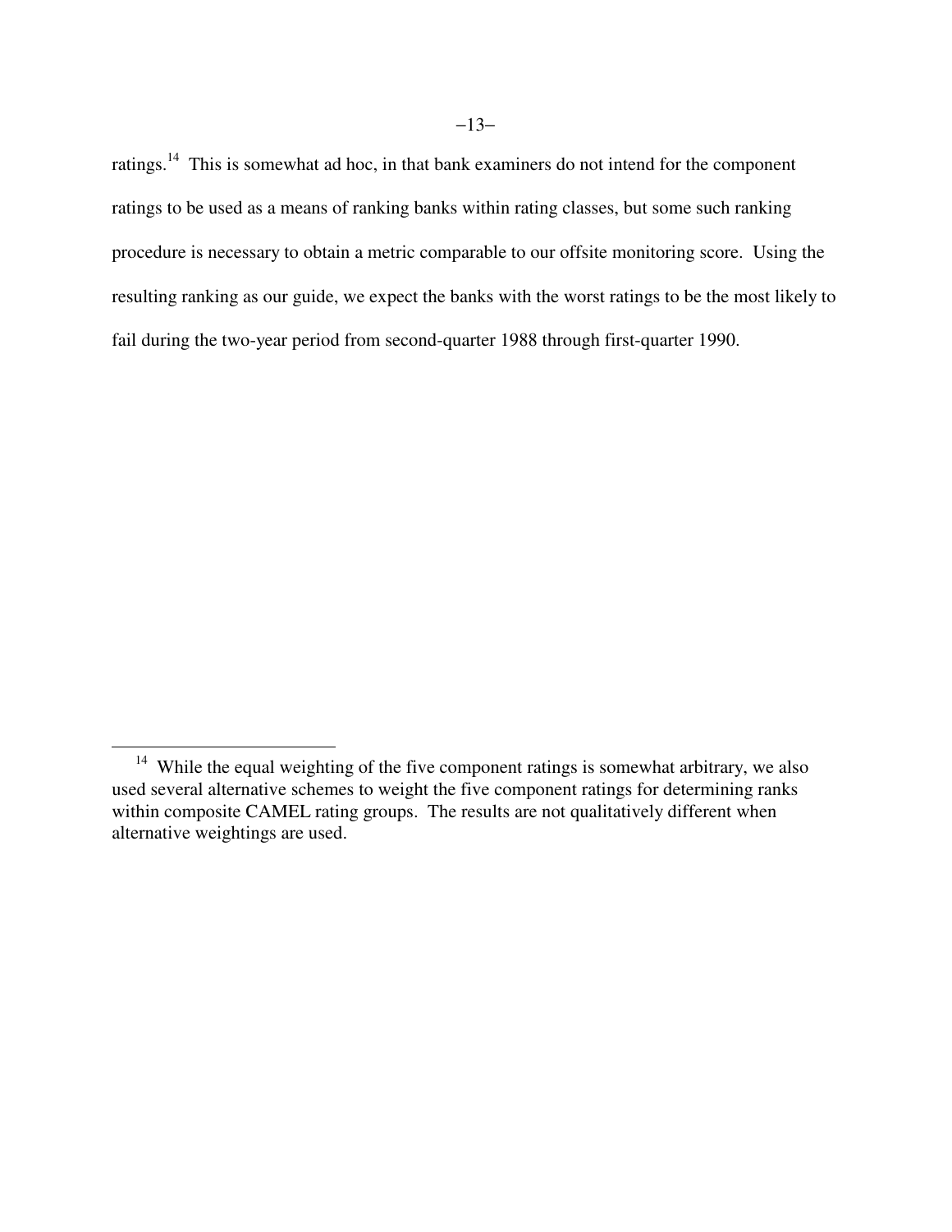ratings.[14] This is somewhat ad hoc, in that bank examiners do not intend for the component ratings to be used as a means of ranking banks within rating classes, but some such ranking procedure is necessary to obtain a metric comparable to our offsite monitoring score. Using the resulting ranking as our guide, we expect the banks with the worst ratings to be the most likely to fail during the two-year period from second-quarter 1988 through first-quarter 1990.

---

[14] While the equal weighting of the five component ratings is somewhat arbitrary, we also used several alternative schemes to weight the five component ratings for determining ranks within composite CAMEL rating groups. The results are not qualitatively different when alternative weightings are used.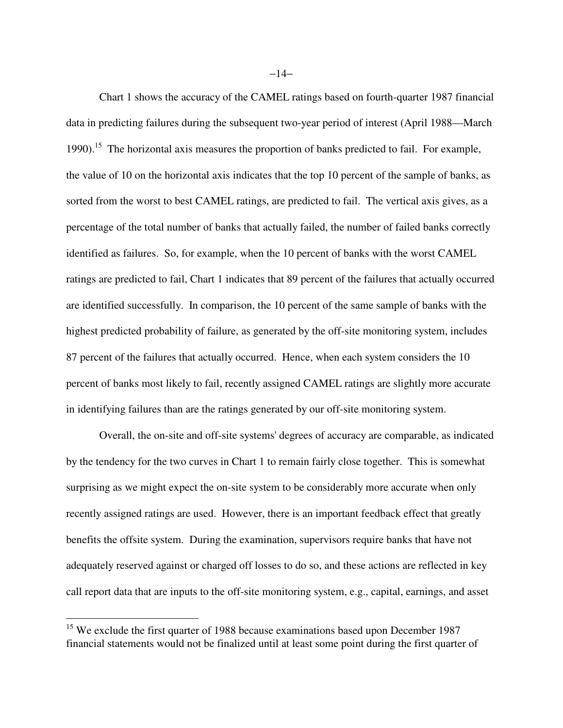Chart 1 shows the accuracy of the CAMEL ratings based on fourth-quarter 1987 financial data in predicting failures during the subsequent two-year period of interest (April 1988—March 1990).[15] The horizontal axis measures the proportion of banks predicted to fail. For example, the value of 10 on the horizontal axis indicates that the top 10 percent of the sample of banks, as sorted from the worst to best CAMEL ratings, are predicted to fail. The vertical axis gives, as a percentage of the total number of banks that actually failed, the number of failed banks correctly identified as failures. So, for example, when the 10 percent of banks with the worst CAMEL ratings are predicted to fail, Chart 1 indicates that 89 percent of the failures that actually occurred are identified successfully. In comparison, the 10 percent of the same sample of banks with the highest predicted probability of failure, as generated by the off-site monitoring system, includes 87 percent of the failures that actually occurred. Hence, when each system considers the 10 percent of banks most likely to fail, recently assigned CAMEL ratings are slightly more accurate in identifying failures than are the ratings generated by our off-site monitoring system.

Overall, the on-site and off-site systems' degrees of accuracy are comparable, as indicated by the tendency for the two curves in Chart 1 to remain fairly close together. This is somewhat surprising as we might expect the on-site system to be considerably more accurate when only recently assigned ratings are used. However, there is an important feedback effect that greatly benefits the offsite system. During the examination, supervisors require banks that have not adequately reserved against or charged off losses to do so, and these actions are reflected in key call report data that are inputs to the off-site monitoring system, e.g., capital, earnings, and asset

[15] We exclude the first quarter of 1988 because examinations based upon December 1987 financial statements would not be finalized until at least some point during the first quarter of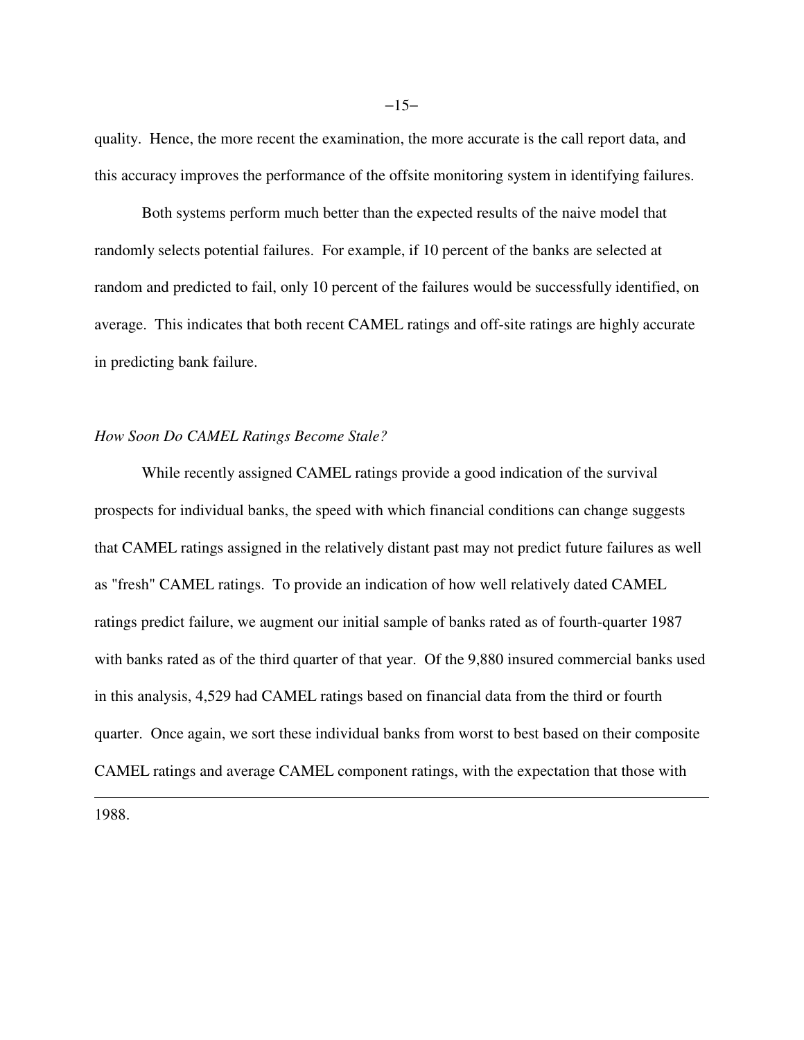quality. Hence, the more recent the examination, the more accurate is the call report data, and this accuracy improves the performance of the offsite monitoring system in identifying failures.

Both systems perform much better than the expected results of the naive model that randomly selects potential failures. For example, if 10 percent of the banks are selected at random and predicted to fail, only 10 percent of the failures would be successfully identified, on average. This indicates that both recent CAMEL ratings and off-site ratings are highly accurate in predicting bank failure.

*How Soon Do CAMEL Ratings Become Stale?*

While recently assigned CAMEL ratings provide a good indication of the survival prospects for individual banks, the speed with which financial conditions can change suggests that CAMEL ratings assigned in the relatively distant past may not predict future failures as well as "fresh" CAMEL ratings. To provide an indication of how well relatively dated CAMEL ratings predict failure, we augment our initial sample of banks rated as of fourth-quarter 1987 with banks rated as of the third quarter of that year. Of the 9,880 insured commercial banks used in this analysis, 4,529 had CAMEL ratings based on financial data from the third or fourth quarter. Once again, we sort these individual banks from worst to best based on their composite CAMEL ratings and average CAMEL component ratings, with the expectation that those with

---

1988.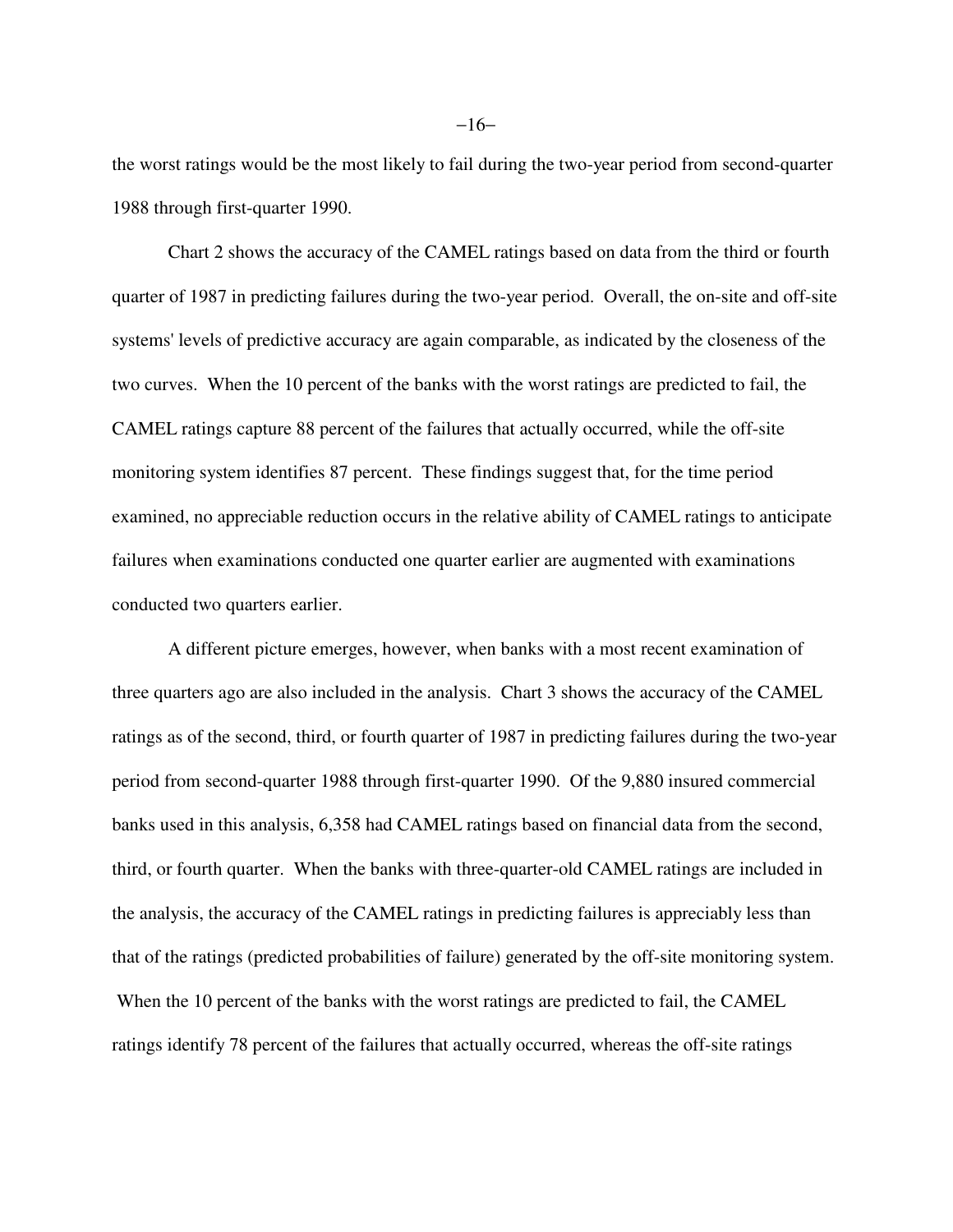the worst ratings would be the most likely to fail during the two-year period from second-quarter 1988 through first-quarter 1990.

Chart 2 shows the accuracy of the CAMEL ratings based on data from the third or fourth quarter of 1987 in predicting failures during the two-year period. Overall, the on-site and off-site systems' levels of predictive accuracy are again comparable, as indicated by the closeness of the two curves. When the 10 percent of the banks with the worst ratings are predicted to fail, the CAMEL ratings capture 88 percent of the failures that actually occurred, while the off-site monitoring system identifies 87 percent. These findings suggest that, for the time period examined, no appreciable reduction occurs in the relative ability of CAMEL ratings to anticipate failures when examinations conducted one quarter earlier are augmented with examinations conducted two quarters earlier.

A different picture emerges, however, when banks with a most recent examination of three quarters ago are also included in the analysis. Chart 3 shows the accuracy of the CAMEL ratings as of the second, third, or fourth quarter of 1987 in predicting failures during the two-year period from second-quarter 1988 through first-quarter 1990. Of the 9,880 insured commercial banks used in this analysis, 6,358 had CAMEL ratings based on financial data from the second, third, or fourth quarter. When the banks with three-quarter-old CAMEL ratings are included in the analysis, the accuracy of the CAMEL ratings in predicting failures is appreciably less than that of the ratings (predicted probabilities of failure) generated by the off-site monitoring system. When the 10 percent of the banks with the worst ratings are predicted to fail, the CAMEL ratings identify 78 percent of the failures that actually occurred, whereas the off-site ratings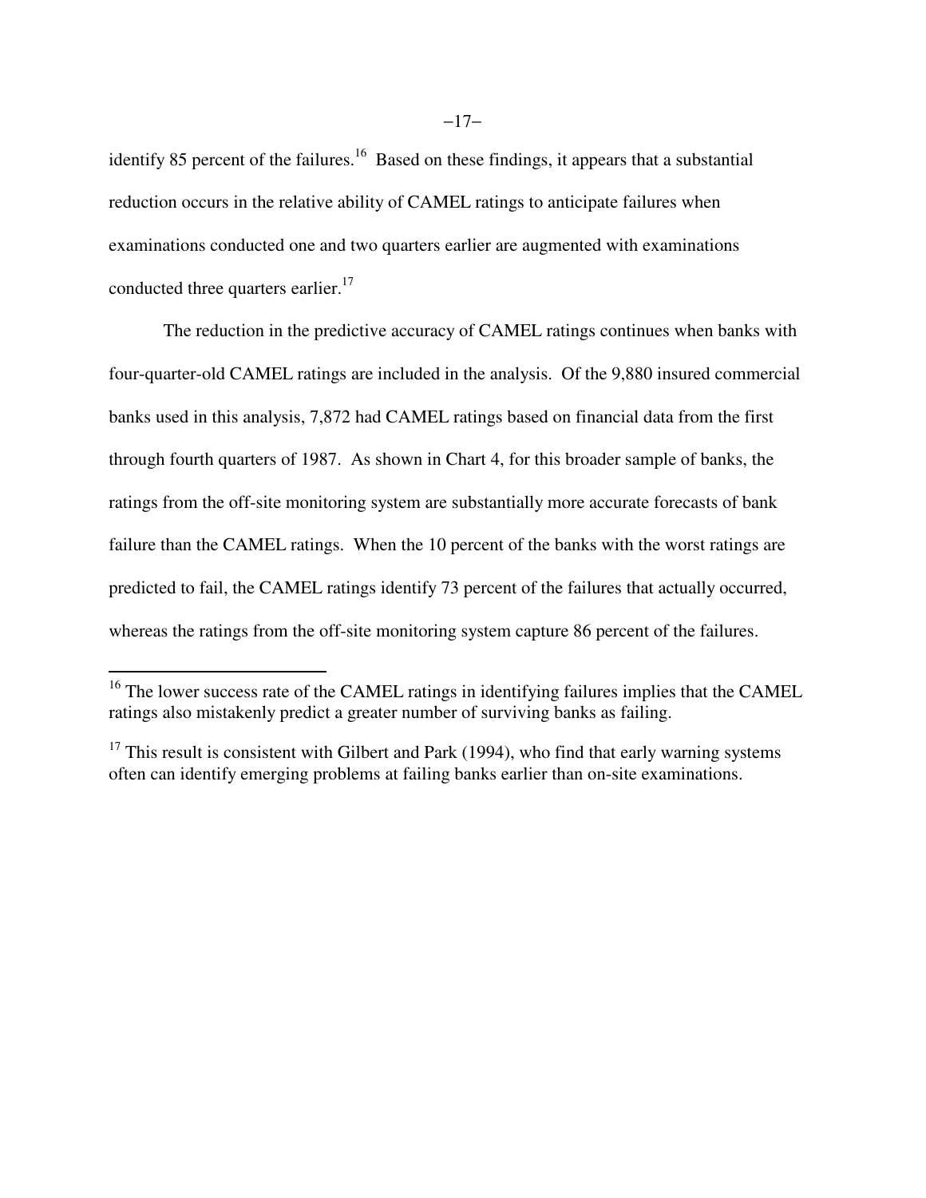identify 85 percent of the failures.[16] Based on these findings, it appears that a substantial reduction occurs in the relative ability of CAMEL ratings to anticipate failures when examinations conducted one and two quarters earlier are augmented with examinations conducted three quarters earlier.[17]

The reduction in the predictive accuracy of CAMEL ratings continues when banks with four-quarter-old CAMEL ratings are included in the analysis. Of the 9,880 insured commercial banks used in this analysis, 7,872 had CAMEL ratings based on financial data from the first through fourth quarters of 1987. As shown in Chart 4, for this broader sample of banks, the ratings from the off-site monitoring system are substantially more accurate forecasts of bank failure than the CAMEL ratings. When the 10 percent of the banks with the worst ratings are predicted to fail, the CAMEL ratings identify 73 percent of the failures that actually occurred, whereas the ratings from the off-site monitoring system capture 86 percent of the failures.

---

[16] The lower success rate of the CAMEL ratings in identifying failures implies that the CAMEL ratings also mistakenly predict a greater number of surviving banks as failing.

[17] This result is consistent with Gilbert and Park (1994), who find that early warning systems often can identify emerging problems at failing banks earlier than on-site examinations.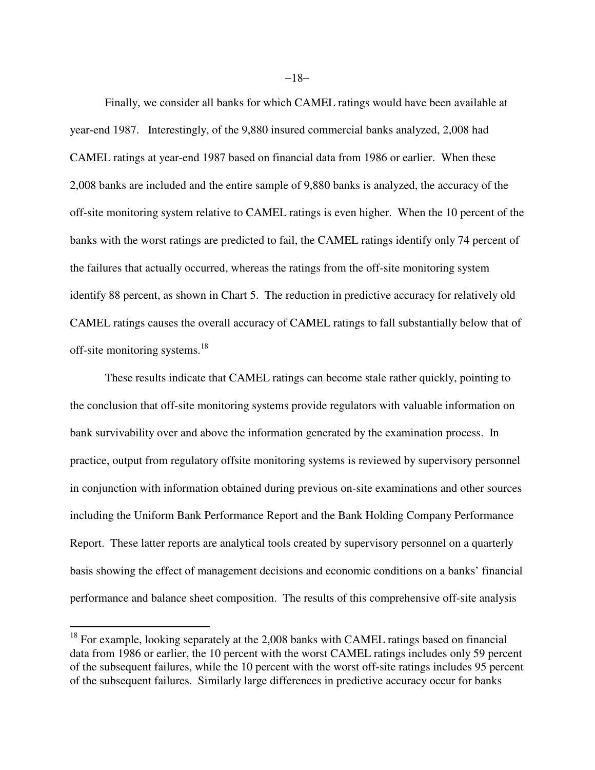Finally, we consider all banks for which CAMEL ratings would have been available at year-end 1987. Interestingly, of the 9,880 insured commercial banks analyzed, 2,008 had CAMEL ratings at year-end 1987 based on financial data from 1986 or earlier. When these 2,008 banks are included and the entire sample of 9,880 banks is analyzed, the accuracy of the off-site monitoring system relative to CAMEL ratings is even higher. When the 10 percent of the banks with the worst ratings are predicted to fail, the CAMEL ratings identify only 74 percent of the failures that actually occurred, whereas the ratings from the off-site monitoring system identify 88 percent, as shown in Chart 5. The reduction in predictive accuracy for relatively old CAMEL ratings causes the overall accuracy of CAMEL ratings to fall substantially below that of off-site monitoring systems.[18]

These results indicate that CAMEL ratings can become stale rather quickly, pointing to the conclusion that off-site monitoring systems provide regulators with valuable information on bank survivability over and above the information generated by the examination process. In practice, output from regulatory offsite monitoring systems is reviewed by supervisory personnel in conjunction with information obtained during previous on-site examinations and other sources including the Uniform Bank Performance Report and the Bank Holding Company Performance Report. These latter reports are analytical tools created by supervisory personnel on a quarterly basis showing the effect of management decisions and economic conditions on a banks' financial performance and balance sheet composition. The results of this comprehensive off-site analysis

[18] For example, looking separately at the 2,008 banks with CAMEL ratings based on financial data from 1986 or earlier, the 10 percent with the worst CAMEL ratings includes only 59 percent of the subsequent failures, while the 10 percent with the worst off-site ratings includes 95 percent of the subsequent failures. Similarly large differences in predictive accuracy occur for banks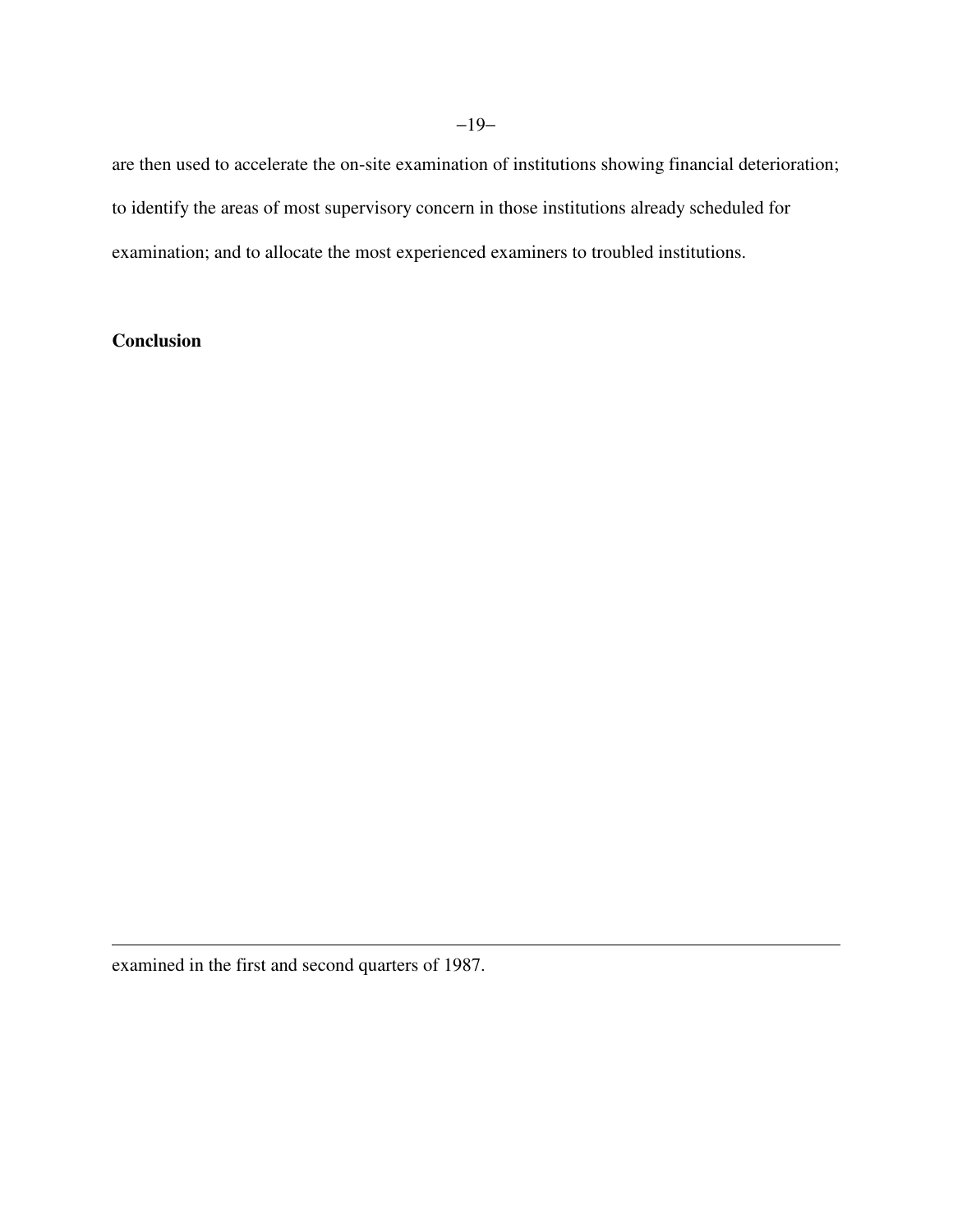are then used to accelerate the on-site examination of institutions showing financial deterioration; to identify the areas of most supervisory concern in those institutions already scheduled for examination; and to allocate the most experienced examiners to troubled institutions.

**Conclusion**

---

examined in the first and second quarters of 1987.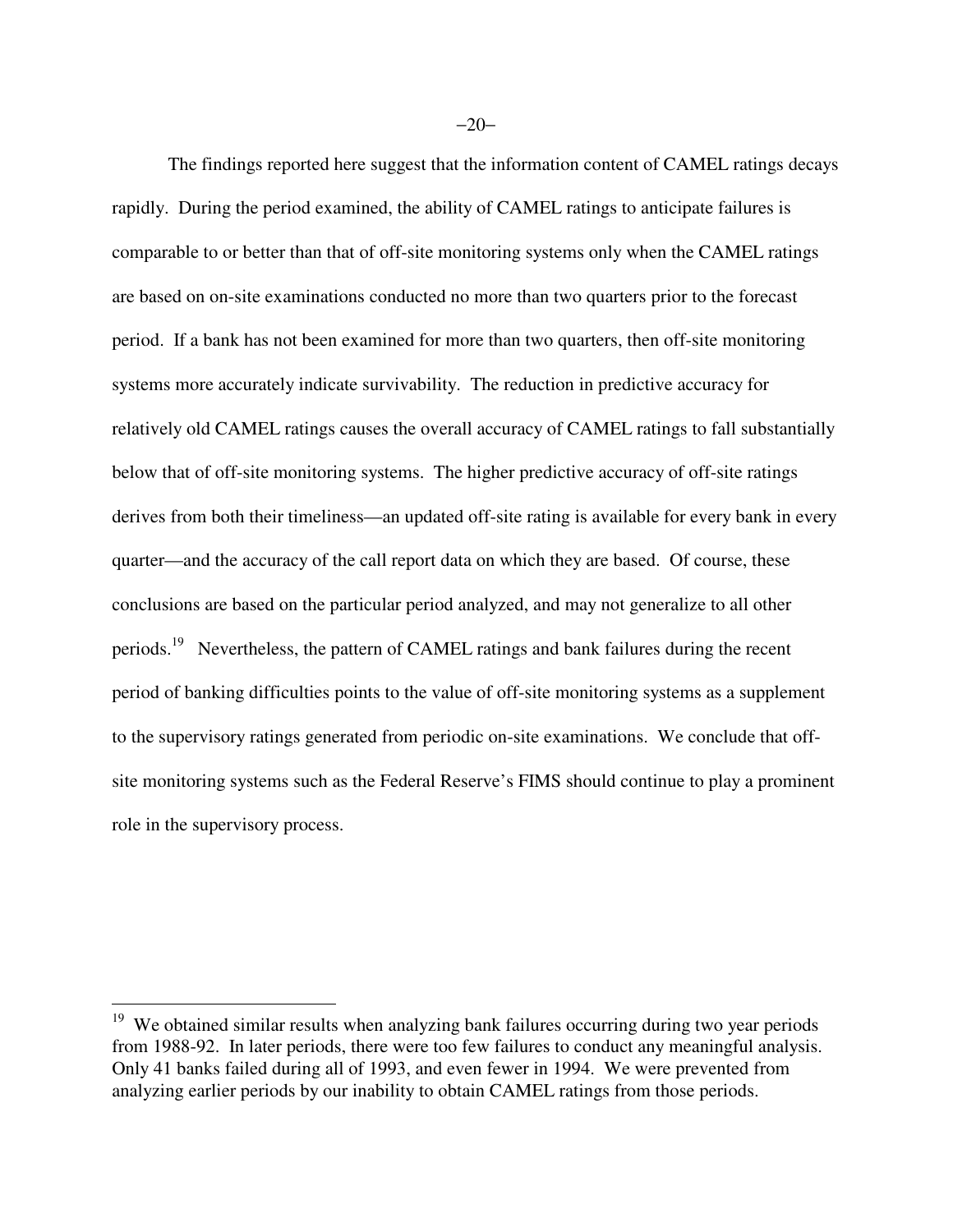The findings reported here suggest that the information content of CAMEL ratings decays rapidly. During the period examined, the ability of CAMEL ratings to anticipate failures is comparable to or better than that of off-site monitoring systems only when the CAMEL ratings are based on on-site examinations conducted no more than two quarters prior to the forecast period. If a bank has not been examined for more than two quarters, then off-site monitoring systems more accurately indicate survivability. The reduction in predictive accuracy for relatively old CAMEL ratings causes the overall accuracy of CAMEL ratings to fall substantially below that of off-site monitoring systems. The higher predictive accuracy of off-site ratings derives from both their timeliness—an updated off-site rating is available for every bank in every quarter—and the accuracy of the call report data on which they are based. Of course, these conclusions are based on the particular period analyzed, and may not generalize to all other periods.[19] Nevertheless, the pattern of CAMEL ratings and bank failures during the recent period of banking difficulties points to the value of off-site monitoring systems as a supplement to the supervisory ratings generated from periodic on-site examinations. We conclude that off-site monitoring systems such as the Federal Reserve's FIMS should continue to play a prominent role in the supervisory process.

---

[19] We obtained similar results when analyzing bank failures occurring during two year periods from 1988-92. In later periods, there were too few failures to conduct any meaningful analysis. Only 41 banks failed during all of 1993, and even fewer in 1994. We were prevented from analyzing earlier periods by our inability to obtain CAMEL ratings from those periods.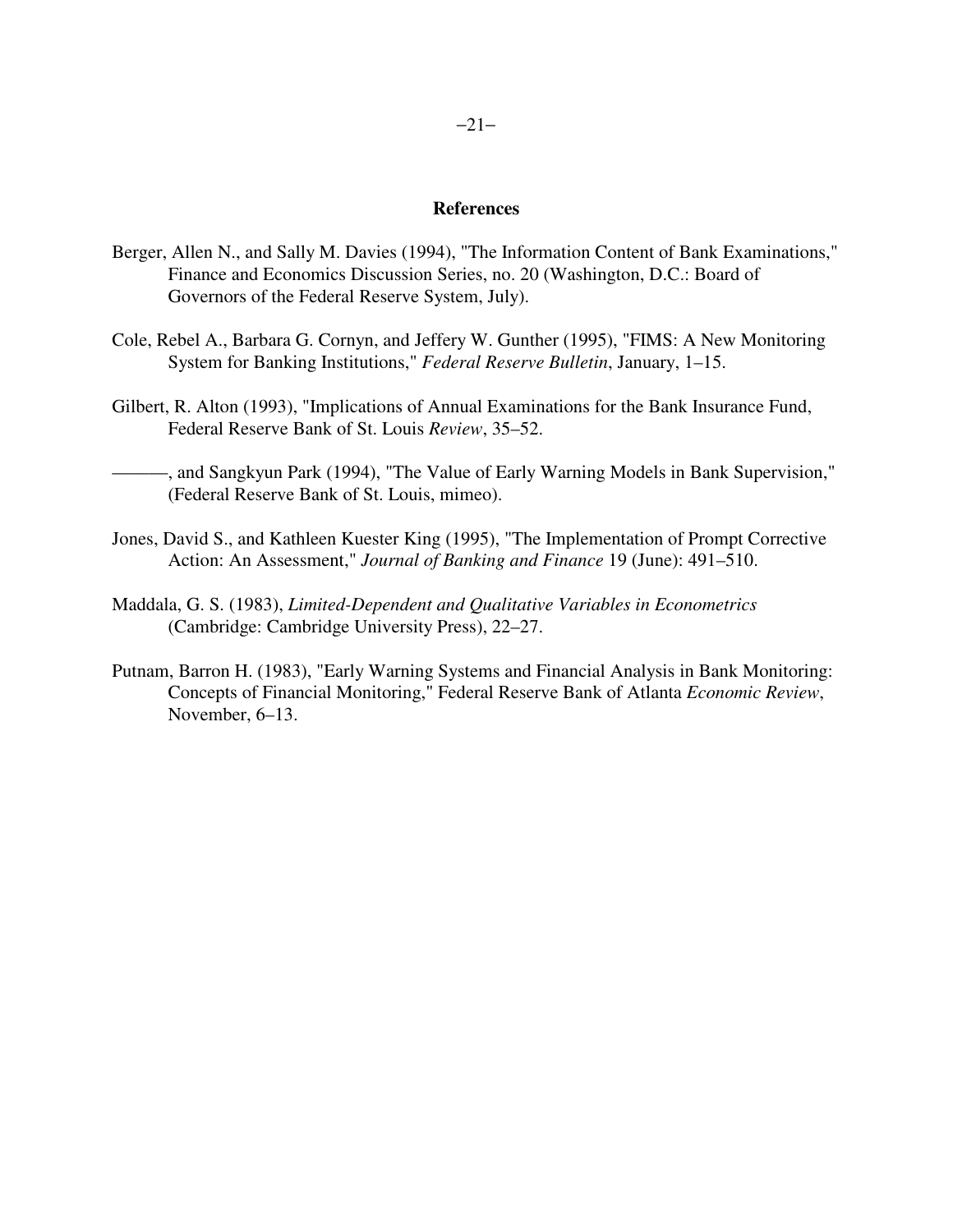## References

Berger, Allen N., and Sally M. Davies (1994), "The Information Content of Bank Examinations," Finance and Economics Discussion Series, no. 20 (Washington, D.C.: Board of Governors of the Federal Reserve System, July).

Cole, Rebel A., Barbara G. Cornyn, and Jeffery W. Gunther (1995), "FIMS: A New Monitoring System for Banking Institutions," *Federal Reserve Bulletin*, January, 1–15.

Gilbert, R. Alton (1993), "Implications of Annual Examinations for the Bank Insurance Fund, Federal Reserve Bank of St. Louis *Review*, 35–52.

———, and Sangkyun Park (1994), "The Value of Early Warning Models in Bank Supervision," (Federal Reserve Bank of St. Louis, mimeo).

Jones, David S., and Kathleen Kuester King (1995), "The Implementation of Prompt Corrective Action: An Assessment," *Journal of Banking and Finance* 19 (June): 491–510.

Maddala, G. S. (1983), *Limited-Dependent and Qualitative Variables in Econometrics* (Cambridge: Cambridge University Press), 22–27.

Putnam, Barron H. (1983), "Early Warning Systems and Financial Analysis in Bank Monitoring: Concepts of Financial Monitoring," Federal Reserve Bank of Atlanta *Economic Review*, November, 6–13.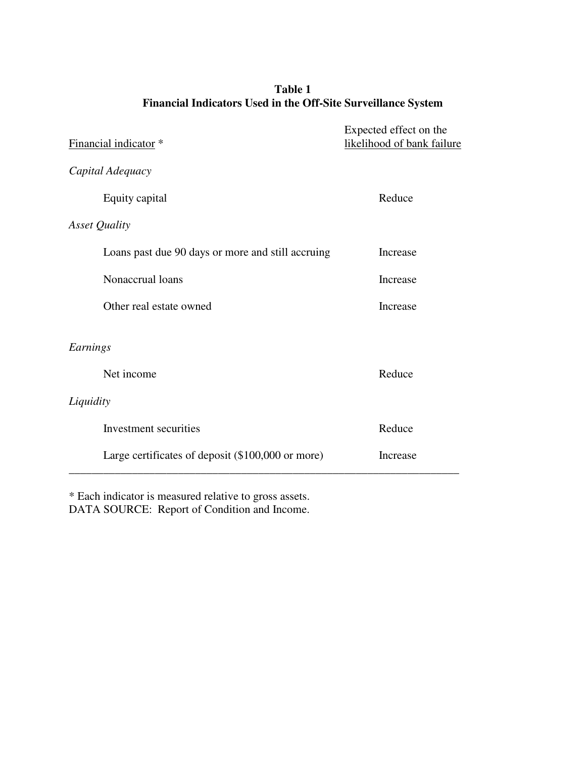**Table 1**
**Financial Indicators Used in the Off-Site Surveillance System**

| Financial indicator * | Expected effect on the likelihood of bank failure |
|---|---|
| *Capital Adequacy* | |
| Equity capital | Reduce |
| *Asset Quality* | |
| Loans past due 90 days or more and still accruing | Increase |
| Nonaccrual loans | Increase |
| Other real estate owned | Increase |
| *Earnings* | |
| Net income | Reduce |
| *Liquidity* | |
| Investment securities | Reduce |
| Large certificates of deposit ($100,000 or more) | Increase |

* Each indicator is measured relative to gross assets.
DATA SOURCE: Report of Condition and Income.